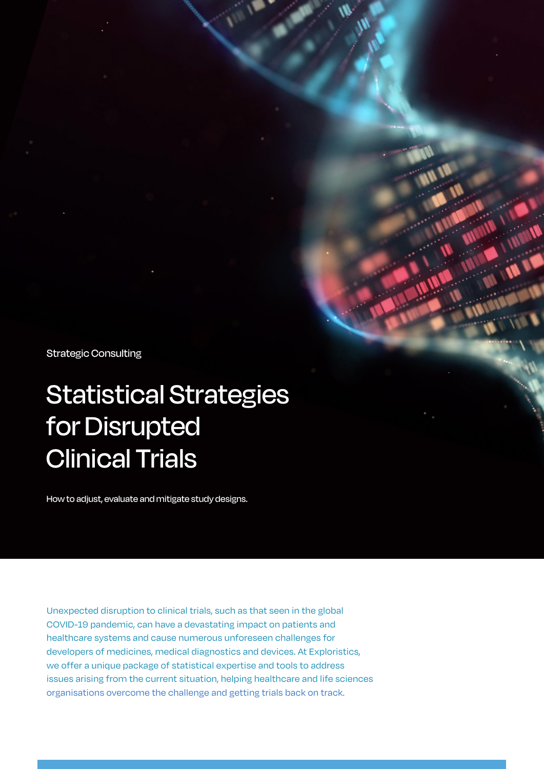Strategic Consulting

# Statistical Strategies for Disrupted Clinical Trials

How to adjust, evaluate and mitigate study designs.

Unexpected disruption to clinical trials, such as that seen in the global COVID-19 pandemic, can have a devastating impact on patients and healthcare systems and cause numerous unforeseen challenges for developers of medicines, medical diagnostics and devices. At Exploristics, we offer a unique package of statistical expertise and tools to address issues arising from the current situation, helping healthcare and life sciences organisations overcome the challenge and getting trials back on track.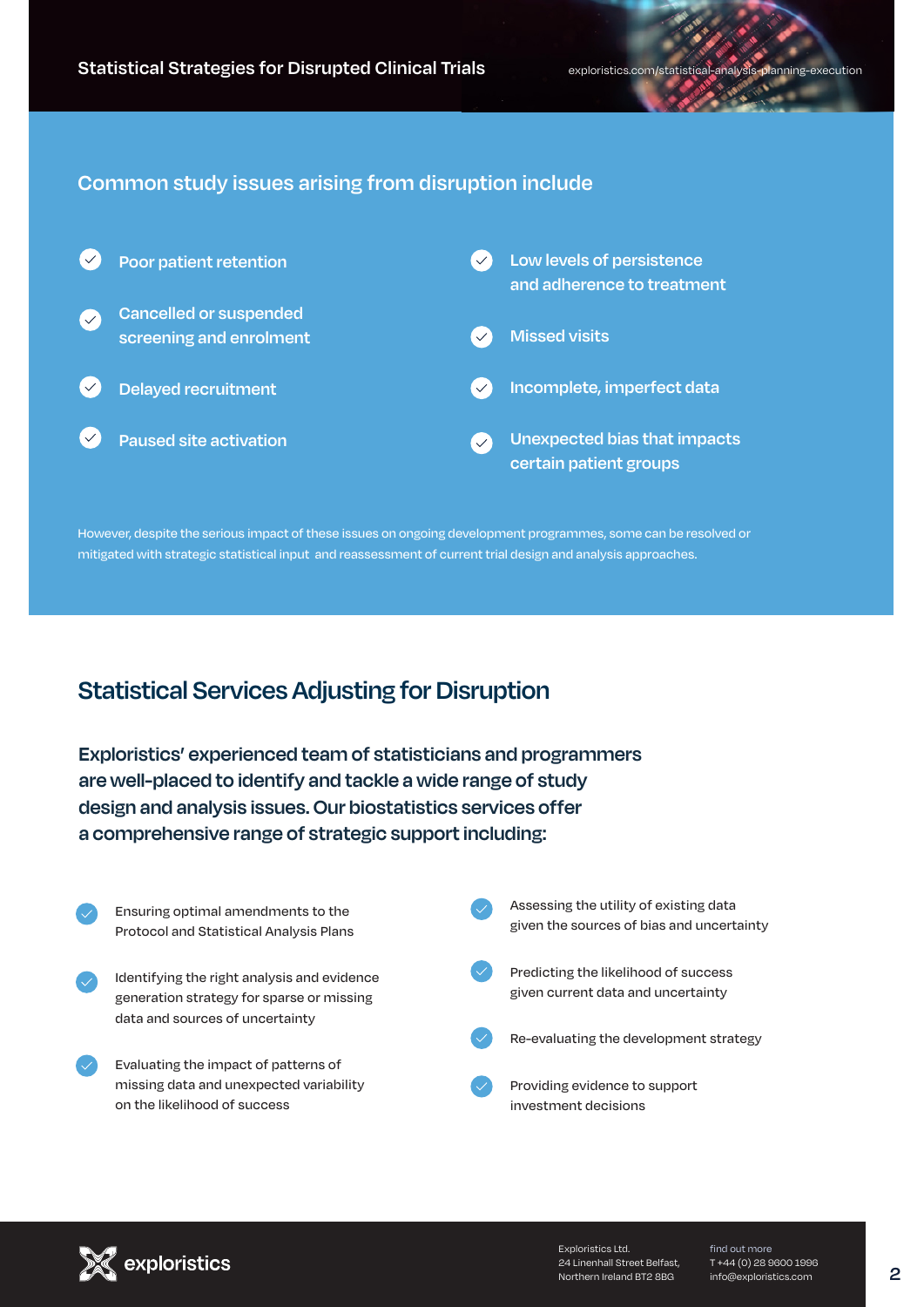## Common study issues arising from disruption include

- Poor patient retention
- Cancelled or suspended screening and enrolment
- Delayed recruitment
- Paused site activation
- Low levels of persistence and adherence to treatment
- Missed visits
- Incomplete, imperfect data
- Unexpected bias that impacts certain patient groups

However, despite the serious impact of these issues on ongoing development programmes, some can be resolved or mitigated with strategic statistical input and reassessment of current trial design and analysis approaches.

## Statistical Services Adjusting for Disruption

**Exploristics' experienced team of statisticians and programmers are well-placed to identify and tackle a wide range of study design and analysis issues. Our biostatistics services offer a comprehensive range of strategic support including:**

- Ensuring optimal amendments to the Protocol and Statistical Analysis Plans
- Identifying the right analysis and evidence generation strategy for sparse or missing data and sources of uncertainty
- Evaluating the impact of patterns of missing data and unexpected variability on the likelihood of success
- Assessing the utility of existing data given the sources of bias and uncertainty
- Predicting the likelihood of success given current data and uncertainty
- Re-evaluating the development strategy
- Providing evidence to support investment decisions

exploristics

Exploristics Ltd.
24 Linenhall Street Belfast,
Northern Ireland BT2 8BG

find out more
T +44 (0) 28 9600 1996
info@exploristics.com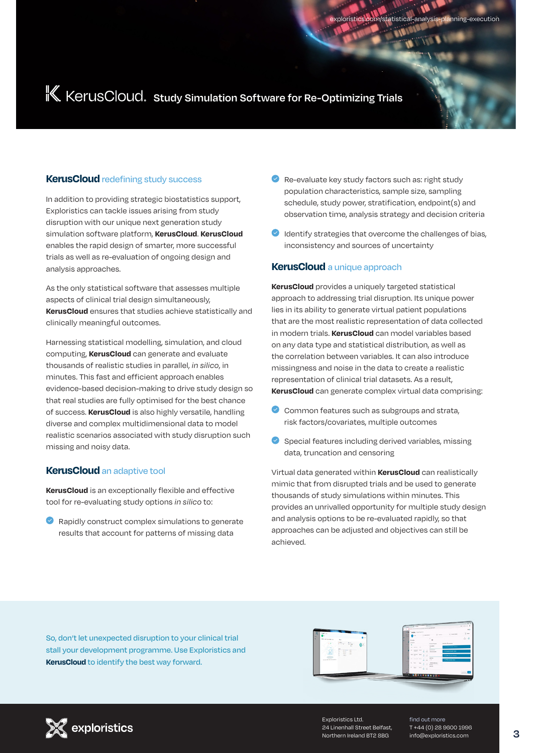# KerusCloud. Study Simulation Software for Re-Optimizing Trials

## KerusCloud redefining study success

In addition to providing strategic biostatistics support, Exploristics can tackle issues arising from study disruption with our unique next generation study simulation software platform, **KerusCloud**. **KerusCloud** enables the rapid design of smarter, more successful trials as well as re-evaluation of ongoing design and analysis approaches.

As the only statistical software that assesses multiple aspects of clinical trial design simultaneously, **KerusCloud** ensures that studies achieve statistically and clinically meaningful outcomes.

Harnessing statistical modelling, simulation, and cloud computing, **KerusCloud** can generate and evaluate thousands of realistic studies in parallel, *in silico*, in minutes. This fast and efficient approach enables evidence-based decision-making to drive study design so that real studies are fully optimised for the best chance of success. **KerusCloud** is also highly versatile, handling diverse and complex multidimensional data to model realistic scenarios associated with study disruption such missing and noisy data.

## KerusCloud an adaptive tool

**KerusCloud** is an exceptionally flexible and effective tool for re-evaluating study options *in silico* to:

- Rapidly construct complex simulations to generate results that account for patterns of missing data
- Re-evaluate key study factors such as: right study population characteristics, sample size, sampling schedule, study power, stratification, endpoint(s) and observation time, analysis strategy and decision criteria
- Identify strategies that overcome the challenges of bias, inconsistency and sources of uncertainty

## KerusCloud a unique approach

**KerusCloud** provides a uniquely targeted statistical approach to addressing trial disruption. Its unique power lies in its ability to generate virtual patient populations that are the most realistic representation of data collected in modern trials. **KerusCloud** can model variables based on any data type and statistical distribution, as well as the correlation between variables. It can also introduce missingness and noise in the data to create a realistic representation of clinical trial datasets. As a result, **KerusCloud** can generate complex virtual data comprising:

- Common features such as subgroups and strata, risk factors/covariates, multiple outcomes
- Special features including derived variables, missing data, truncation and censoring

Virtual data generated within **KerusCloud** can realistically mimic that from disrupted trials and be used to generate thousands of study simulations within minutes. This provides an unrivalled opportunity for multiple study design and analysis options to be re-evaluated rapidly, so that approaches can be adjusted and objectives can still be achieved.

So, don't let unexpected disruption to your clinical trial stall your development programme. Use Exploristics and **KerusCloud** to identify the best way forward.

exploristics

Exploristics Ltd.
24 Linenhall Street Belfast,
Northern Ireland BT2 8BG

find out more
T +44 (0) 28 9600 1996
info@exploristics.com